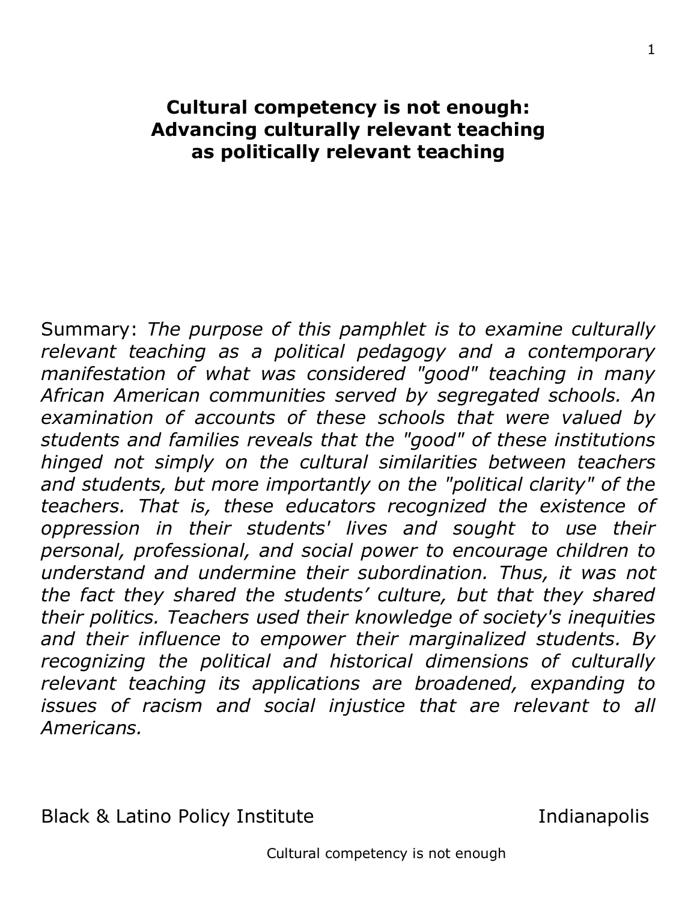# Cultural competency is not enough: Advancing culturally relevant teaching as politically relevant teaching

Summary: *The purpose of this pamphlet is to examine culturally relevant teaching as a political pedagogy and a contemporary manifestation of what was considered "good" teaching in many African American communities served by segregated schools. An examination of accounts of these schools that were valued by students and families reveals that the "good" of these institutions hinged not simply on the cultural similarities between teachers and students, but more importantly on the "political clarity" of the teachers. That is, these educators recognized the existence of oppression in their students' lives and sought to use their personal, professional, and social power to encourage children to understand and undermine their subordination. Thus, it was not the fact they shared the students' culture, but that they shared their politics. Teachers used their knowledge of society's inequities and their influence to empower their marginalized students. By recognizing the political and historical dimensions of culturally relevant teaching its applications are broadened, expanding to issues of racism and social injustice that are relevant to all Americans.*

Black & Latino Policy Institute Indianapolis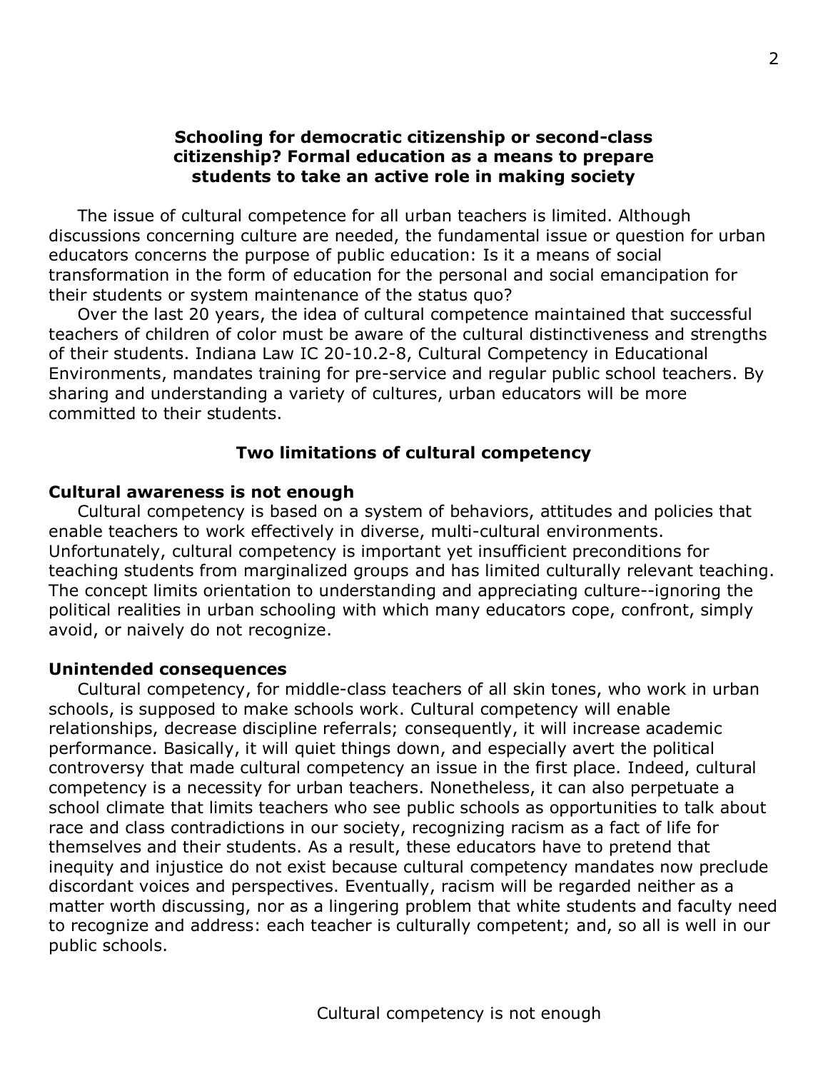### Schooling for democratic citizenship or second-class citizenship? Formal education as a means to prepare students to take an active role in making society

The issue of cultural competence for all urban teachers is limited. Although discussions concerning culture are needed, the fundamental issue or question for urban educators concerns the purpose of public education: Is it a means of social transformation in the form of education for the personal and social emancipation for their students or system maintenance of the status quo?

Over the last 20 years, the idea of cultural competence maintained that successful teachers of children of color must be aware of the cultural distinctiveness and strengths of their students. Indiana Law IC 20-10.2-8, Cultural Competency in Educational Environments, mandates training for pre-service and regular public school teachers. By sharing and understanding a variety of cultures, urban educators will be more committed to their students.

### Two limitations of cultural competency

#### Cultural awareness is not enough

Cultural competency is based on a system of behaviors, attitudes and policies that enable teachers to work effectively in diverse, multi-cultural environments. Unfortunately, cultural competency is important yet insufficient preconditions for teaching students from marginalized groups and has limited culturally relevant teaching. The concept limits orientation to understanding and appreciating culture--ignoring the political realities in urban schooling with which many educators cope, confront, simply avoid, or naively do not recognize.

#### Unintended consequences

Cultural competency, for middle-class teachers of all skin tones, who work in urban schools, is supposed to make schools work. Cultural competency will enable relationships, decrease discipline referrals; consequently, it will increase academic performance. Basically, it will quiet things down, and especially avert the political controversy that made cultural competency an issue in the first place. Indeed, cultural competency is a necessity for urban teachers. Nonetheless, it can also perpetuate a school climate that limits teachers who see public schools as opportunities to talk about race and class contradictions in our society, recognizing racism as a fact of life for themselves and their students. As a result, these educators have to pretend that inequity and injustice do not exist because cultural competency mandates now preclude discordant voices and perspectives. Eventually, racism will be regarded neither as a matter worth discussing, nor as a lingering problem that white students and faculty need to recognize and address: each teacher is culturally competent; and, so all is well in our public schools.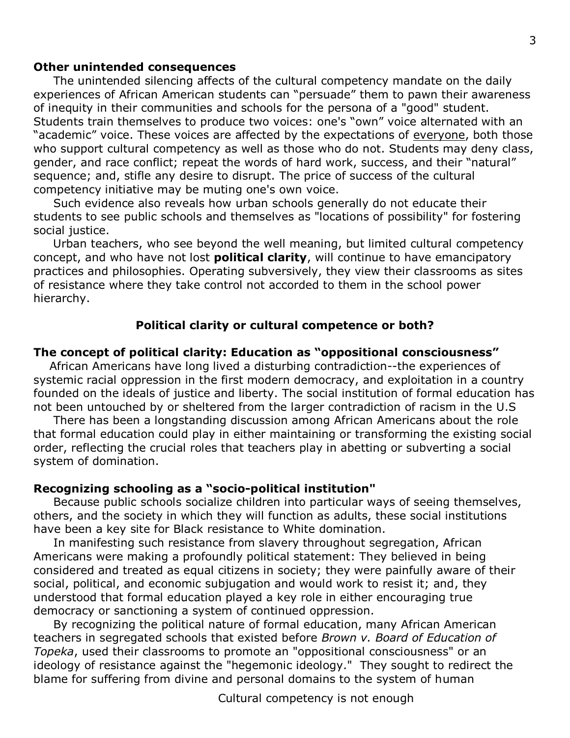**Other unintended consequences**

The unintended silencing affects of the cultural competency mandate on the daily experiences of African American students can "persuade" them to pawn their awareness of inequity in their communities and schools for the persona of a "good" student. Students train themselves to produce two voices: one's "own" voice alternated with an "academic" voice. These voices are affected by the expectations of <u>everyone</u>, both those who support cultural competency as well as those who do not. Students may deny class, gender, and race conflict; repeat the words of hard work, success, and their "natural" sequence; and, stifle any desire to disrupt. The price of success of the cultural competency initiative may be muting one's own voice.

Such evidence also reveals how urban schools generally do not educate their students to see public schools and themselves as "locations of possibility" for fostering social justice.

Urban teachers, who see beyond the well meaning, but limited cultural competency concept, and who have not lost **political clarity**, will continue to have emancipatory practices and philosophies. Operating subversively, they view their classrooms as sites of resistance where they take control not accorded to them in the school power hierarchy.

## Political clarity or cultural competence or both?

**The concept of political clarity: Education as "oppositional consciousness"**

African Americans have long lived a disturbing contradiction--the experiences of systemic racial oppression in the first modern democracy, and exploitation in a country founded on the ideals of justice and liberty. The social institution of formal education has not been untouched by or sheltered from the larger contradiction of racism in the U.S

There has been a longstanding discussion among African Americans about the role that formal education could play in either maintaining or transforming the existing social order, reflecting the crucial roles that teachers play in abetting or subverting a social system of domination.

**Recognizing schooling as a "socio-political institution"**

Because public schools socialize children into particular ways of seeing themselves, others, and the society in which they will function as adults, these social institutions have been a key site for Black resistance to White domination.

In manifesting such resistance from slavery throughout segregation, African Americans were making a profoundly political statement: They believed in being considered and treated as equal citizens in society; they were painfully aware of their social, political, and economic subjugation and would work to resist it; and, they understood that formal education played a key role in either encouraging true democracy or sanctioning a system of continued oppression.

By recognizing the political nature of formal education, many African American teachers in segregated schools that existed before *Brown v. Board of Education of Topeka*, used their classrooms to promote an "oppositional consciousness" or an ideology of resistance against the "hegemonic ideology." They sought to redirect the blame for suffering from divine and personal domains to the system of human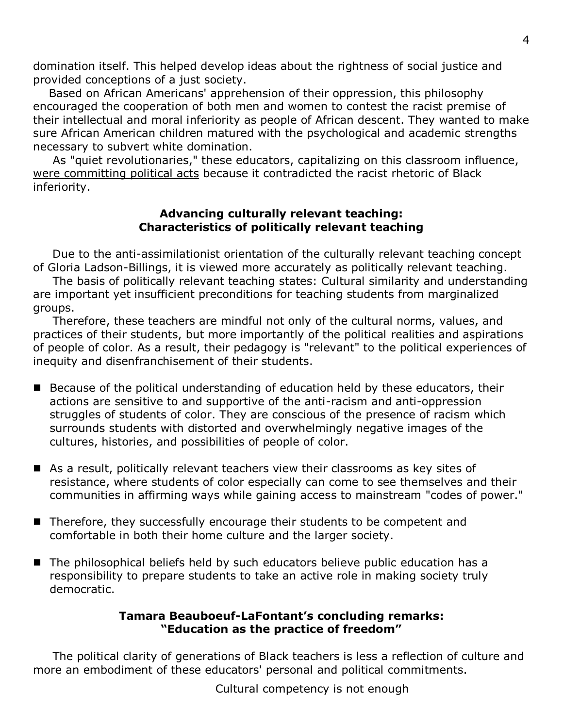domination itself. This helped develop ideas about the rightness of social justice and provided conceptions of a just society.

Based on African Americans' apprehension of their oppression, this philosophy encouraged the cooperation of both men and women to contest the racist premise of their intellectual and moral inferiority as people of African descent. They wanted to make sure African American children matured with the psychological and academic strengths necessary to subvert white domination.

As "quiet revolutionaries," these educators, capitalizing on this classroom influence, <u>were committing political acts</u> because it contradicted the racist rhetoric of Black inferiority.

### Advancing culturally relevant teaching: Characteristics of politically relevant teaching

Due to the anti-assimilationist orientation of the culturally relevant teaching concept of Gloria Ladson-Billings, it is viewed more accurately as politically relevant teaching.

The basis of politically relevant teaching states: Cultural similarity and understanding are important yet insufficient preconditions for teaching students from marginalized groups.

Therefore, these teachers are mindful not only of the cultural norms, values, and practices of their students, but more importantly of the political realities and aspirations of people of color. As a result, their pedagogy is "relevant" to the political experiences of inequity and disenfranchisement of their students.

- Because of the political understanding of education held by these educators, their actions are sensitive to and supportive of the anti-racism and anti-oppression struggles of students of color. They are conscious of the presence of racism which surrounds students with distorted and overwhelmingly negative images of the cultures, histories, and possibilities of people of color.

- As a result, politically relevant teachers view their classrooms as key sites of resistance, where students of color especially can come to see themselves and their communities in affirming ways while gaining access to mainstream "codes of power."

- Therefore, they successfully encourage their students to be competent and comfortable in both their home culture and the larger society.

- The philosophical beliefs held by such educators believe public education has a responsibility to prepare students to take an active role in making society truly democratic.

### Tamara Beauboeuf-LaFontant's concluding remarks: "Education as the practice of freedom"

The political clarity of generations of Black teachers is less a reflection of culture and more an embodiment of these educators' personal and political commitments.

Cultural competency is not enough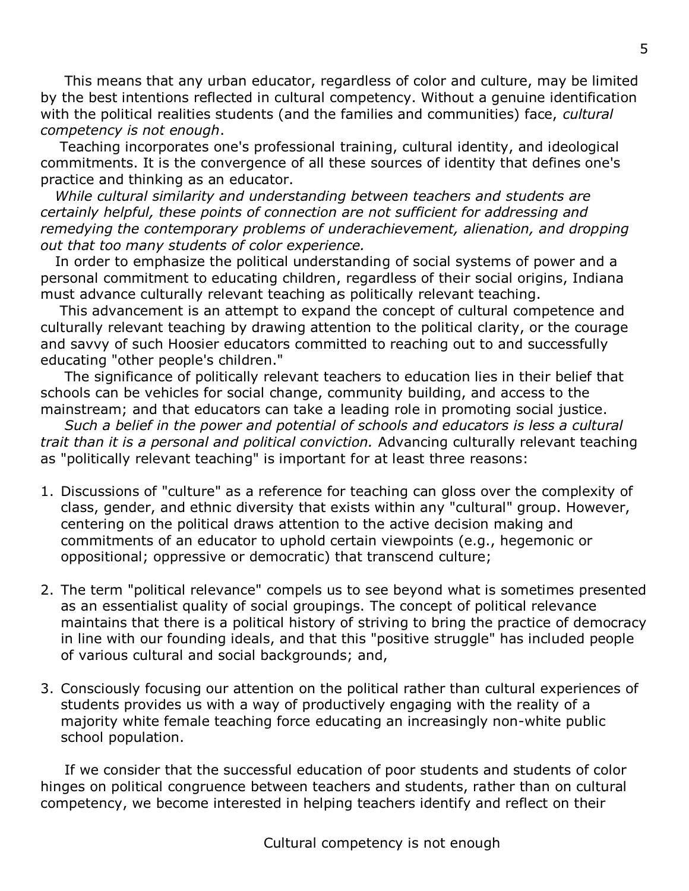This means that any urban educator, regardless of color and culture, may be limited by the best intentions reflected in cultural competency. Without a genuine identification with the political realities students (and the families and communities) face, *cultural competency is not enough*.

Teaching incorporates one's professional training, cultural identity, and ideological commitments. It is the convergence of all these sources of identity that defines one's practice and thinking as an educator.

*While cultural similarity and understanding between teachers and students are certainly helpful, these points of connection are not sufficient for addressing and remedying the contemporary problems of underachievement, alienation, and dropping out that too many students of color experience.*

In order to emphasize the political understanding of social systems of power and a personal commitment to educating children, regardless of their social origins, Indiana must advance culturally relevant teaching as politically relevant teaching.

This advancement is an attempt to expand the concept of cultural competence and culturally relevant teaching by drawing attention to the political clarity, or the courage and savvy of such Hoosier educators committed to reaching out to and successfully educating "other people's children."

The significance of politically relevant teachers to education lies in their belief that schools can be vehicles for social change, community building, and access to the mainstream; and that educators can take a leading role in promoting social justice.

*Such a belief in the power and potential of schools and educators is less a cultural trait than it is a personal and political conviction.* Advancing culturally relevant teaching as "politically relevant teaching" is important for at least three reasons:

1. Discussions of "culture" as a reference for teaching can gloss over the complexity of class, gender, and ethnic diversity that exists within any "cultural" group. However, centering on the political draws attention to the active decision making and commitments of an educator to uphold certain viewpoints (e.g., hegemonic or oppositional; oppressive or democratic) that transcend culture;

2. The term "political relevance" compels us to see beyond what is sometimes presented as an essentialist quality of social groupings. The concept of political relevance maintains that there is a political history of striving to bring the practice of democracy in line with our founding ideals, and that this "positive struggle" has included people of various cultural and social backgrounds; and,

3. Consciously focusing our attention on the political rather than cultural experiences of students provides us with a way of productively engaging with the reality of a majority white female teaching force educating an increasingly non-white public school population.

If we consider that the successful education of poor students and students of color hinges on political congruence between teachers and students, rather than on cultural competency, we become interested in helping teachers identify and reflect on their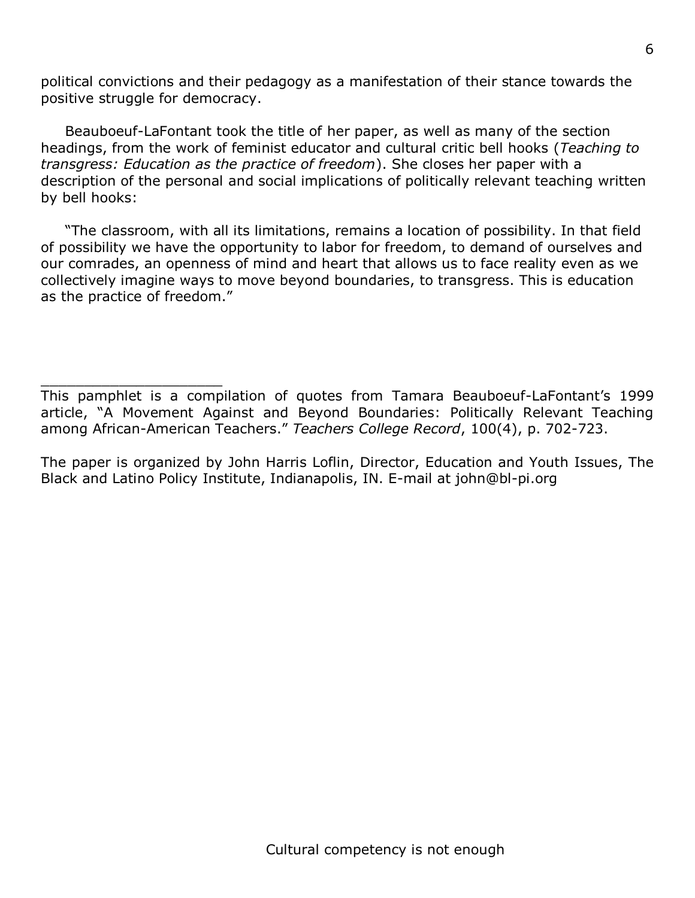political convictions and their pedagogy as a manifestation of their stance towards the positive struggle for democracy.

Beauboeuf-LaFontant took the title of her paper, as well as many of the section headings, from the work of feminist educator and cultural critic bell hooks (*Teaching to transgress: Education as the practice of freedom*). She closes her paper with a description of the personal and social implications of politically relevant teaching written by bell hooks:

"The classroom, with all its limitations, remains a location of possibility. In that field of possibility we have the opportunity to labor for freedom, to demand of ourselves and our comrades, an openness of mind and heart that allows us to face reality even as we collectively imagine ways to move beyond boundaries, to transgress. This is education as the practice of freedom."

---

This pamphlet is a compilation of quotes from Tamara Beauboeuf-LaFontant's 1999 article, "A Movement Against and Beyond Boundaries: Politically Relevant Teaching among African-American Teachers." *Teachers College Record*, 100(4), p. 702-723.

The paper is organized by John Harris Loflin, Director, Education and Youth Issues, The Black and Latino Policy Institute, Indianapolis, IN. E-mail at john@bl-pi.org